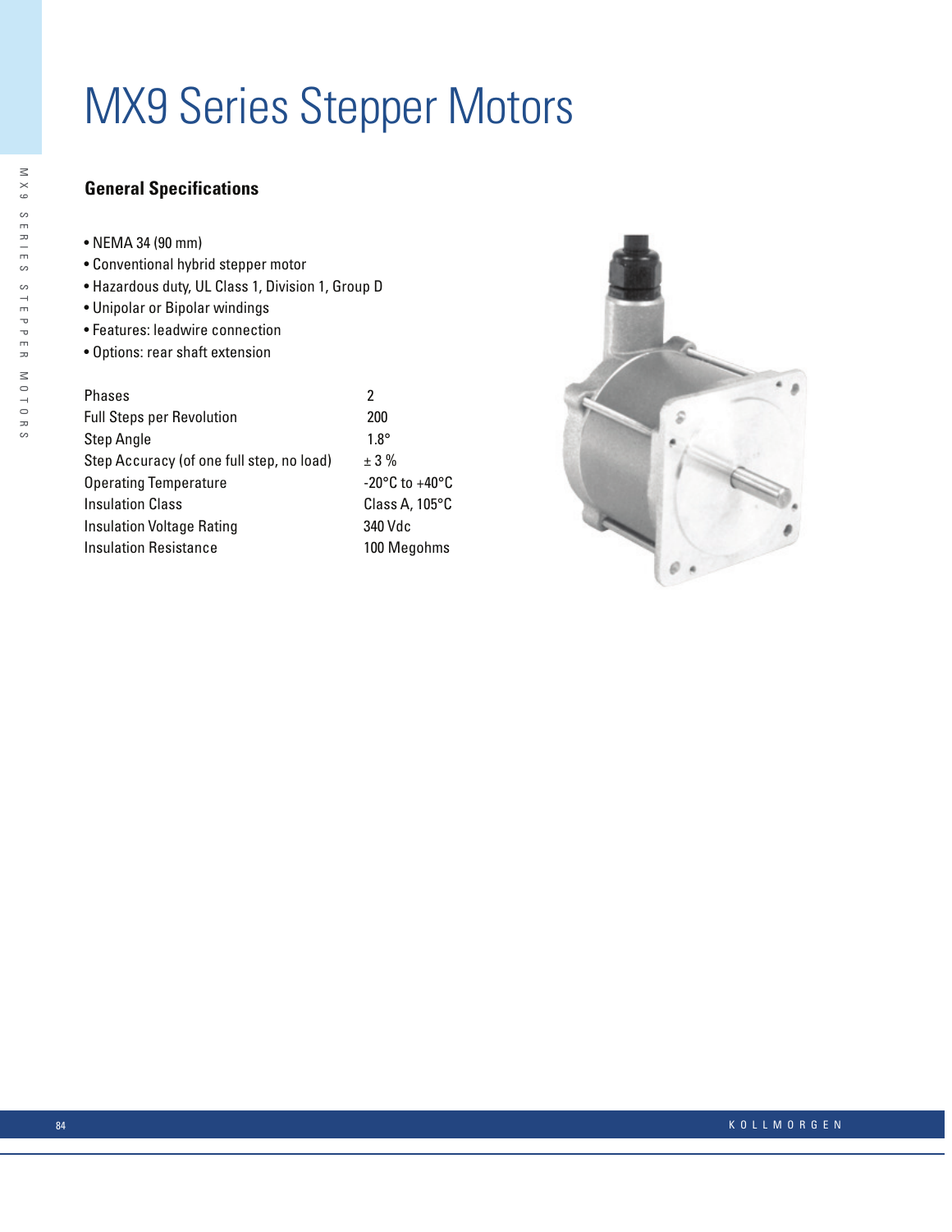# MX9 Series Stepper Motors

## General Specifications

- NEMA 34 (90 mm)
- Conventional hybrid stepper motor
- Hazardous duty, UL Class 1, Division 1, Group D
- Unipolar or Bipolar windings
- Features: leadwire connection
- Options: rear shaft extension

| | |
|---|---|
| Phases | 2 |
| Full Steps per Revolution | 200 |
| Step Angle | 1.8° |
| Step Accuracy (of one full step, no load) | ± 3 % |
| Operating Temperature | -20°C to +40°C |
| Insulation Class | Class A, 105°C |
| Insulation Voltage Rating | 340 Vdc |
| Insulation Resistance | 100 Megohms |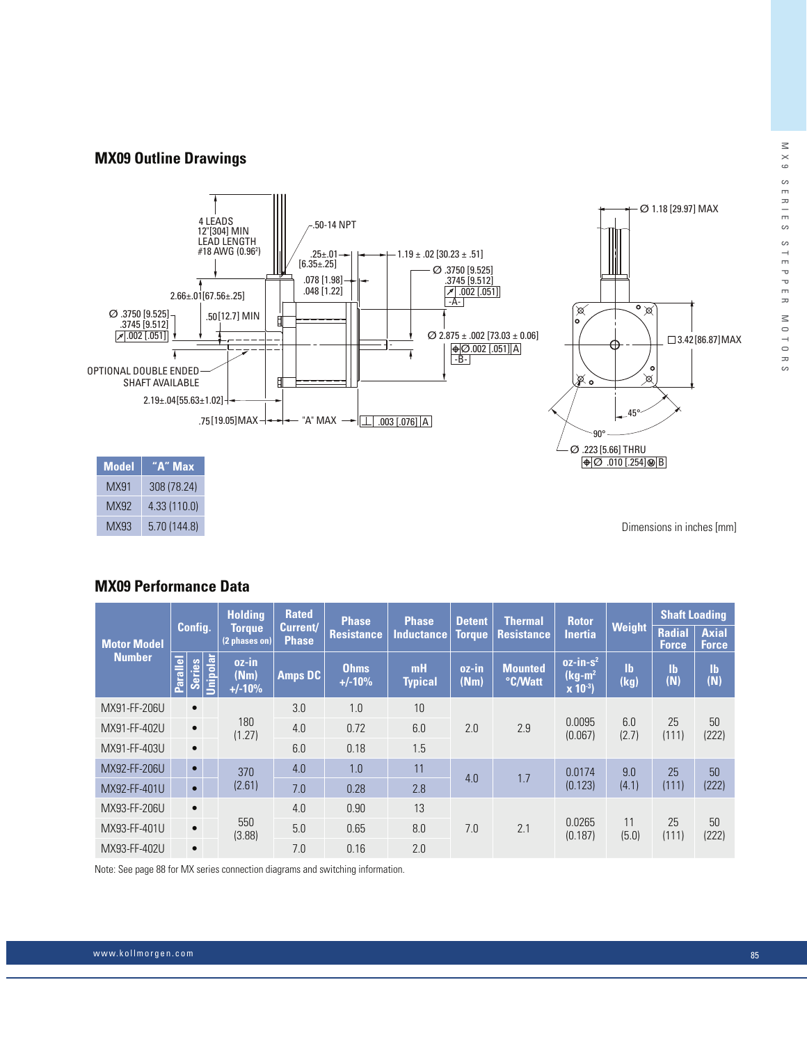## MX09 Outline Drawings

4 LEADS
12"[304] MIN
LEAD LENGTH
#18 AWG (0.96²)

.50-14 NPT

.25±.01
[6.35±.25]

1.19 ± .02 [30.23 ± .51]

Ø .3750 [9.525]
.3745 [9.512]
.002 [.051]
-A-

.078 [1.98]
.048 [1.22]

2.66±.01[67.56±.25]

Ø .3750 [9.525]
.3745 [9.512]
.002 [.051]

.50[12.7] MIN

Ø 2.875 ± .002 [73.03 ± 0.06]
Ø.002 [.051] A
-B-

OPTIONAL DOUBLE ENDED
SHAFT AVAILABLE

2.19±.04[55.63±1.02]

.75[19.05]MAX

"A" MAX

.003 [.076] A

Ø 1.18 [29.97] MAX

□3.42[86.87]MAX

45°

90°

Ø .223 [5.66] THRU
Ø .010 [.254] M B

| Model | "A" Max |
|---|---|
| MX91 | 308 (78.24) |
| MX92 | 4.33 (110.0) |
| MX93 | 5.70 (144.8) |

Dimensions in inches [mm]

## MX09 Performance Data

| Motor Model Number | Config. | | | Holding Torque (2 phases on) | Rated Current/ Phase | Phase Resistance | Phase Inductance | Detent Torque | Thermal Resistance | Rotor Inertia | Weight | Shaft Loading | |
|---|---|---|---|---|---|---|---|---|---|---|---|---|---|
| | Parallel | Series | Unipolar | oz-in (Nm) +/-10% | Amps DC | Ohms +/-10% | mH Typical | oz-in (Nm) | Mounted °C/Watt | oz-in-s² (kg-m² x 10⁻³) | lb (kg) | Radial Force lb (N) | Axial Force lb (N) |
| MX91-FF-206U | | • | | 180 (1.27) | 3.0 | 1.0 | 10 | 2.0 | 2.9 | 0.0095 (0.067) | 6.0 (2.7) | 25 (111) | 50 (222) |
| MX91-FF-402U | | • | | | 4.0 | 0.72 | 6.0 | | | | | | |
| MX91-FF-403U | | • | | | 6.0 | 0.18 | 1.5 | | | | | | |
| MX92-FF-206U | | • | | 370 (2.61) | 4.0 | 1.0 | 11 | 4.0 | 1.7 | 0.0174 (0.123) | 9.0 (4.1) | 25 (111) | 50 (222) |
| MX92-FF-401U | | • | | | 7.0 | 0.28 | 2.8 | | | | | | |
| MX93-FF-206U | | • | | 550 (3.88) | 4.0 | 0.90 | 13 | 7.0 | 2.1 | 0.0265 (0.187) | 11 (5.0) | 25 (111) | 50 (222) |
| MX93-FF-401U | | • | | | 5.0 | 0.65 | 8.0 | | | | | | |
| MX93-FF-402U | | • | | | 7.0 | 0.16 | 2.0 | | | | | | |

Note: See page 88 for MX series connection diagrams and switching information.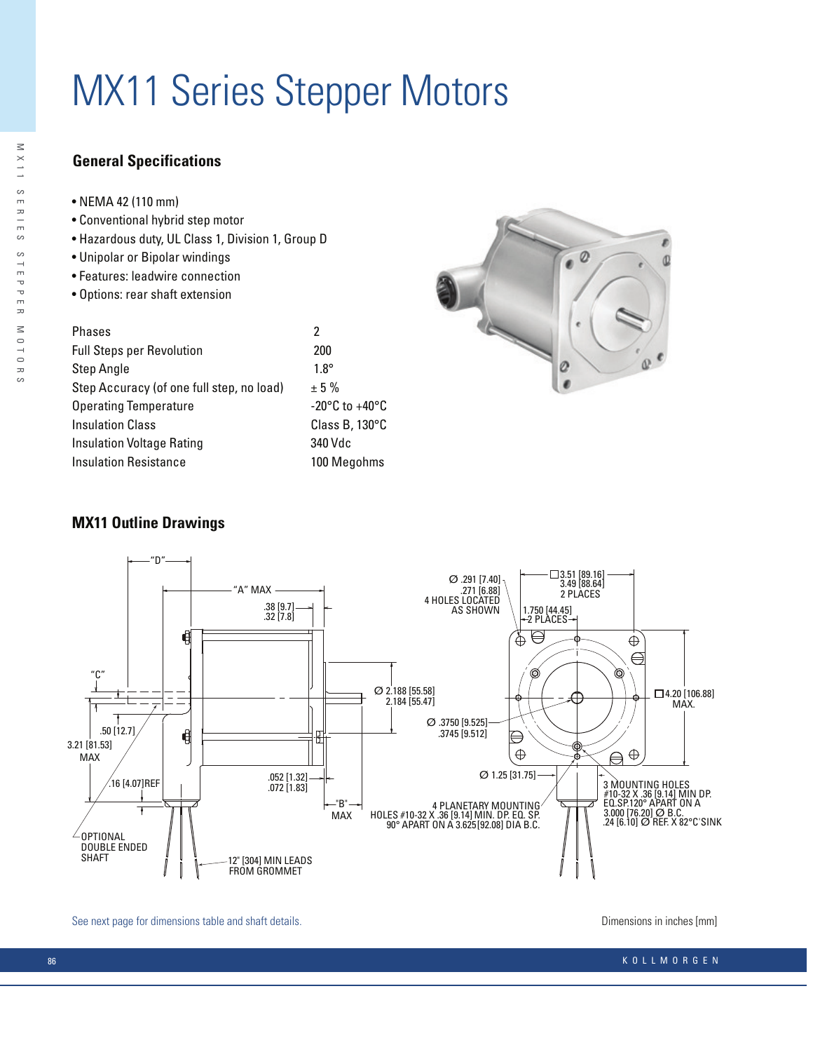// MX11 Series Stepper Motors

## General Specifications

- NEMA 42 (110 mm)
- Conventional hybrid step motor
- Hazardous duty, UL Class 1, Division 1, Group D
- Unipolar or Bipolar windings
- Features: leadwire connection
- Options: rear shaft extension

| | |
|---|---|
| Phases | 2 |
| Full Steps per Revolution | 200 |
| Step Angle | 1.8° |
| Step Accuracy (of one full step, no load) | ± 5 % |
| Operating Temperature | -20°C to +40°C |
| Insulation Class | Class B, 130°C |
| Insulation Voltage Rating | 340 Vdc |
| Insulation Resistance | 100 Megohms |

## MX11 Outline Drawings

"D"
"A" MAX
.38 [9.7]
.32 [7.8]
"C"
.50 [12.7]
3.21 [81.53] MAX
.16 [4.07]REF
OPTIONAL DOUBLE ENDED SHAFT
.052 [1.32]
.072 [1.83]
"B" MAX
12" [304] MIN LEADS FROM GROMMET
Ø 2.188 [55.58]
2.184 [55.47]
Ø .3750 [9.525]
.3745 [9.512]
Ø .291 [7.40]
.271 [6.88]
4 HOLES LOCATED AS SHOWN
□3.51 [89.16]
3.49 [88.64]
2 PLACES
1.750 [44.45]
2 PLACES
□4.20 [106.88] MAX.
Ø 1.25 [31.75]
4 PLANETARY MOUNTING HOLES #10-32 X .36 [9.14] MIN. DP. EQ. SP. 90° APART ON A 3.625[92.08] DIA B.C.
3 MOUNTING HOLES #10-32 X .36 [9.14] MIN DP. EQ.SP.120° APART ON A 3.000 [76.20] Ø B.C. .24 [6.10] Ø REF. X 82°C'SINK

See next page for dimensions table and shaft details.

Dimensions in inches [mm]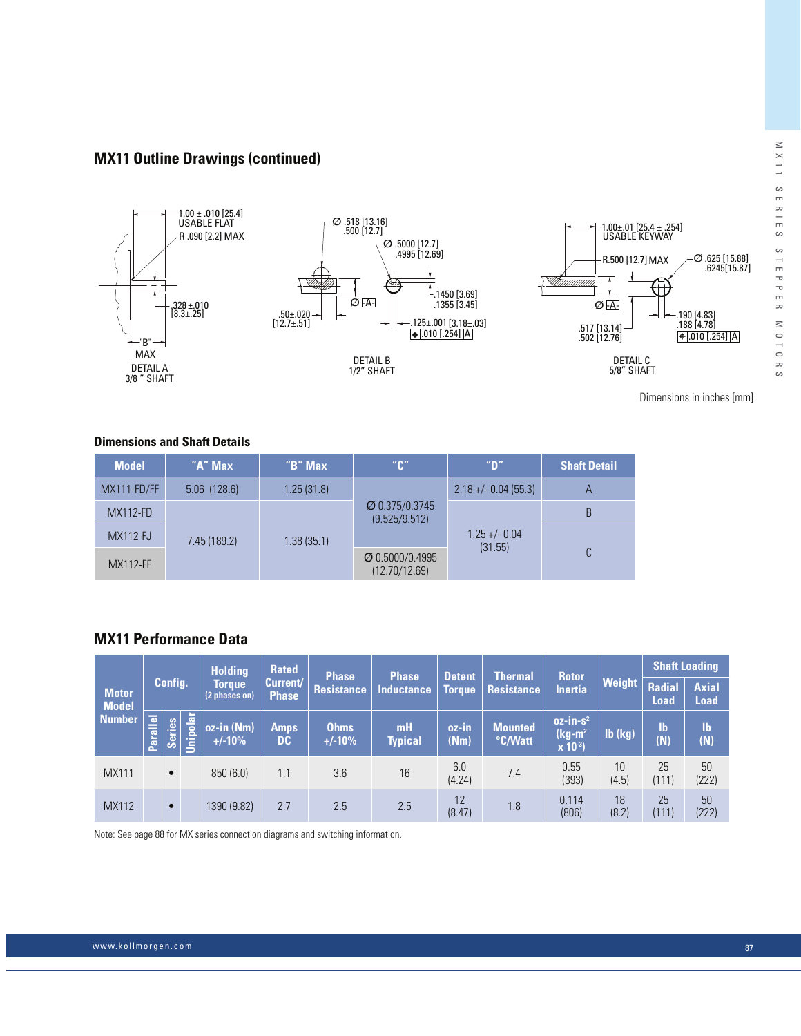## MX11 Outline Drawings (continued)

1.00 ± .010 [25.4]
USABLE FLAT
R .090 [2.2] MAX
.328 ±.010
[8.3±.25]
"B"
MAX
DETAIL A
3/8 " SHAFT

Ø .518 [13.16]
.500 [12.7]
Ø .5000 [12.7]
.4995 [12.69]
.1450 [3.69]
.1355 [3.45]
Ø -A-
.50±.020
[12.7±.51]
.125±.001 [3.18±.03]
.010 [.254] A
DETAIL B
1/2" SHAFT

1.00±.01 [25.4 ± .254]
USABLE KEYWAY
R.500 [12.7] MAX
Ø .625 [15.88]
.6245[15.87]
Ø -A-
.517 [13.14]
.502 [12.76]
.190 [4.83]
.188 [4.78]
.010 [.254] A
DETAIL C
5/8" SHAFT

Dimensions in inches [mm]

### Dimensions and Shaft Details

| Model | "A" Max | "B" Max | "C" | "D" | Shaft Detail |
|---|---|---|---|---|---|
| MX111-FD/FF | 5.06 (128.6) | 1.25 (31.8) | Ø 0.375/0.3745 (9.525/9.512) | 2.18 +/- 0.04 (55.3) | A |
| MX112-FD | 7.45 (189.2) | 1.38 (35.1) | Ø 0.375/0.3745 (9.525/9.512) | 1.25 +/- 0.04 (31.55) | B |
| MX112-FJ | 7.45 (189.2) | 1.38 (35.1) | Ø 0.375/0.3745 (9.525/9.512) | 1.25 +/- 0.04 (31.55) | C |
| MX112-FF | 7.45 (189.2) | 1.38 (35.1) | Ø 0.5000/0.4995 (12.70/12.69) | 1.25 +/- 0.04 (31.55) | C |

## MX11 Performance Data

| Motor Model Number | Config. | | | Holding Torque (2 phases on) | Rated Current/ Phase | Phase Resistance | Phase Inductance | Detent Torque | Thermal Resistance | Rotor Inertia | Weight | Shaft Loading | |
|---|---|---|---|---|---|---|---|---|---|---|---|---|---|
| | Parallel | Series | Unipolar | oz-in (Nm) +/-10% | Amps DC | Ohms +/-10% | mH Typical | oz-in (Nm) | Mounted °C/Watt | oz-in-s² (kg-m² x 10⁻³) | lb (kg) | Radial Load lb (N) | Axial Load lb (N) |
| MX111 | | • | | 850 (6.0) | 1.1 | 3.6 | 16 | 6.0 (4.24) | 7.4 | 0.55 (393) | 10 (4.5) | 25 (111) | 50 (222) |
| MX112 | | • | | 1390 (9.82) | 2.7 | 2.5 | 2.5 | 12 (8.47) | 1.8 | 0.114 (806) | 18 (8.2) | 25 (111) | 50 (222) |

Note: See page 88 for MX series connection diagrams and switching information.